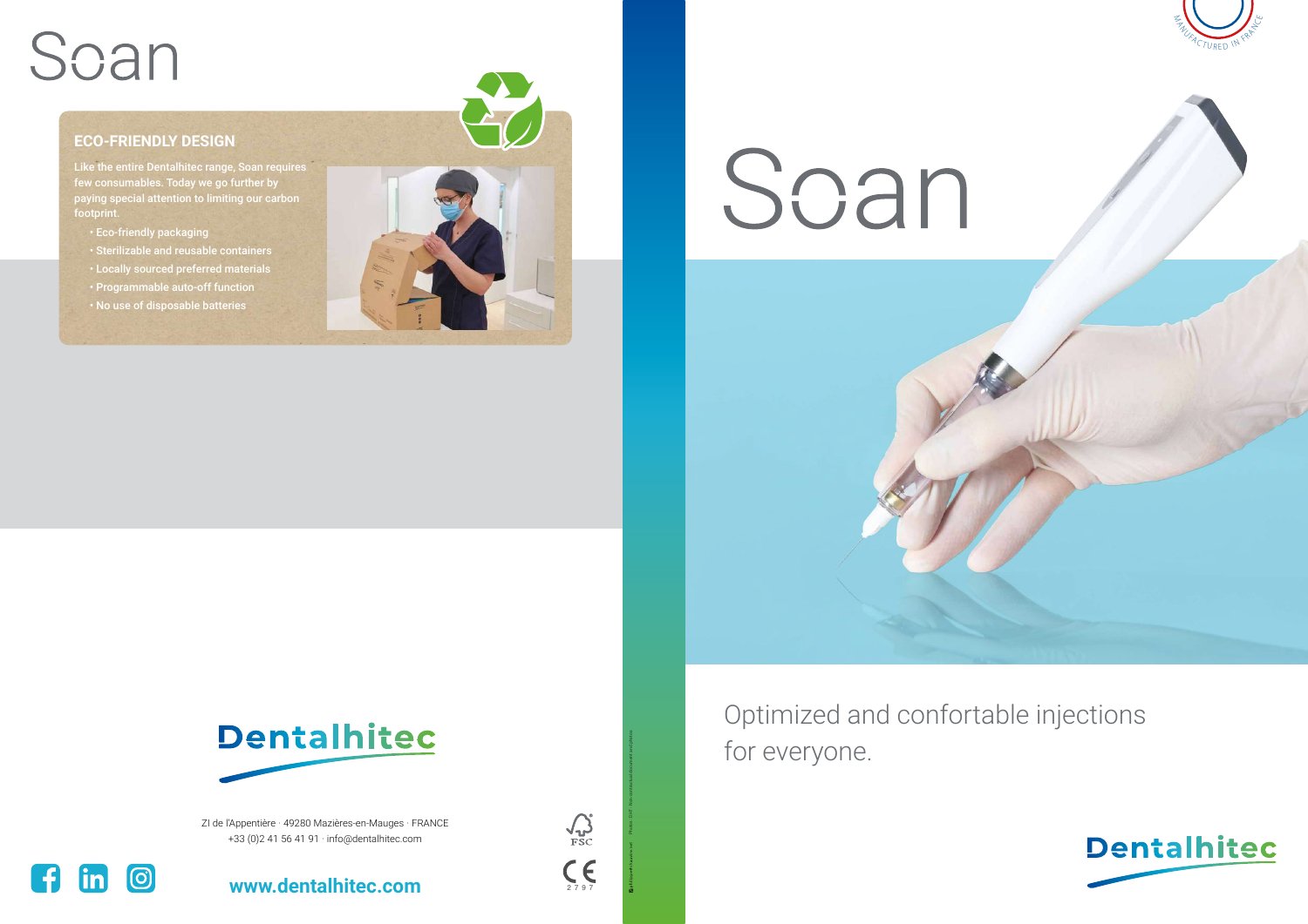# Soan

## ECO-FRIENDLY DESIGN

Like the entire Dentalhitec range, Soan requires few consumables. Today we go further by paying special attention to limiting our carbon footprint.

- Eco-friendly packaging
- Sterilizable and reusable containers
- Locally sourced preferred materials
- Programmable auto-off function
- No use of disposable batteries

Dentalhitec

ZI de l'Appentière · 49280 Mazières-en-Mauges · FRANCE
+33 (0)2 41 56 41 91 · info@dentalhitec.com

**www.dentalhitec.com**

FSC

CE 2797

MANUFACTURED IN FRANCE

# Soan

Optimized and confortable injections for everyone.

Dentalhitec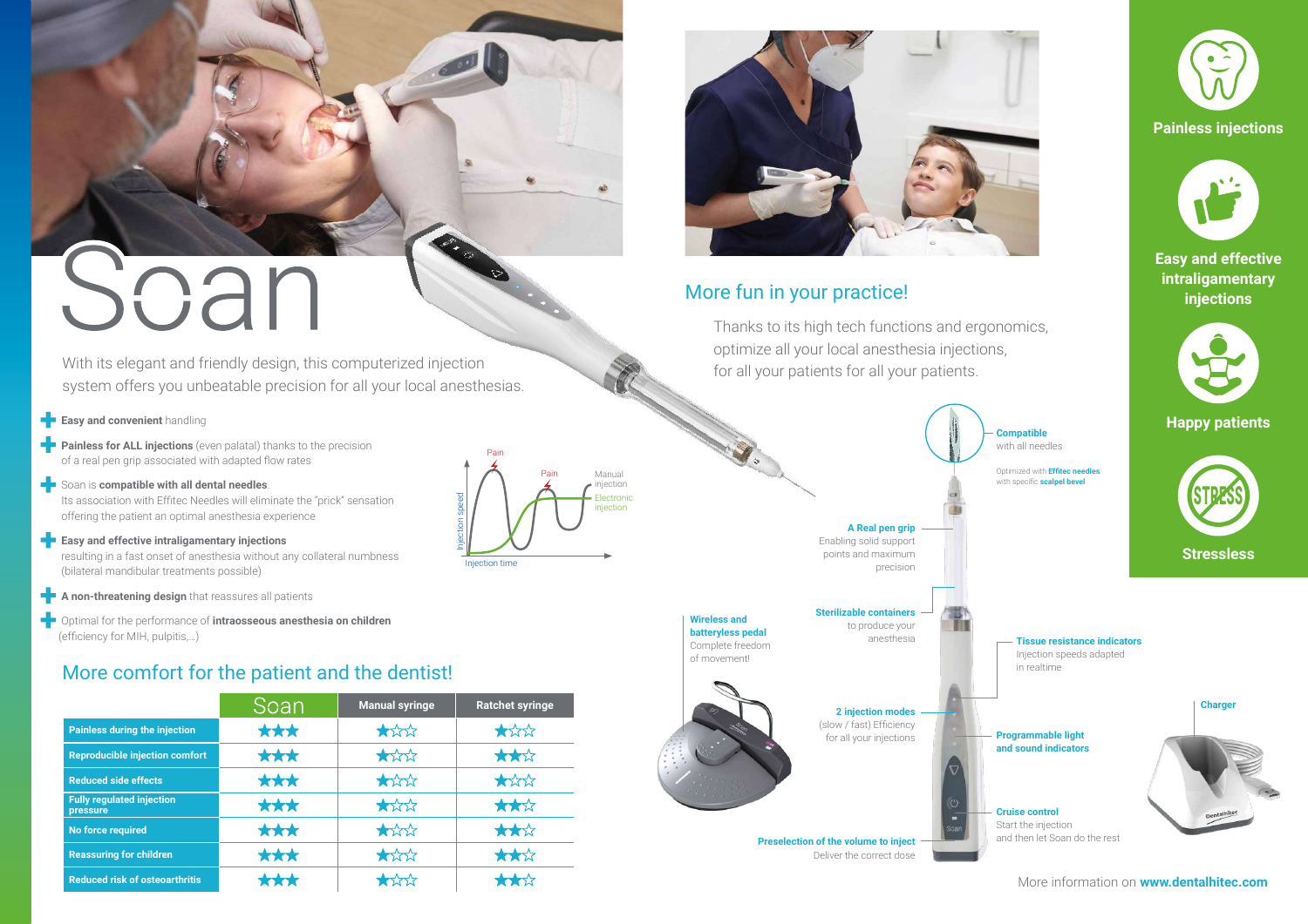# Soan

With its elegant and friendly design, this computerized injection system offers you unbeatable precision for all your local anesthesias.

- **Easy and convenient** handling
- **Painless for ALL injections** (even palatal) thanks to the precision of a real pen grip associated with adapted flow rates
- Soan is **compatible with all dental needles**. Its association with Effitec Needles will eliminate the "prick" sensation offering the patient an optimal anesthesia experience
- **Easy and effective intraligamentary injections** resulting in a fast onset of anesthesia without any collateral numbness (bilateral mandibular treatments possible)
- **A non-threatening design** that reassures all patients
- Optimal for the performance of **intraosseous anesthesia on children** (efficiency for MIH, pulpitis,...)

Pain
Pain
Manual injection
Electronic injection
Injection speed
Injection time

## More comfort for the patient and the dentist!

| | Soan | Manual syringe | Ratchet syringe |
|---|---|---|---|
| Painless during the injection | ★★★ | ★☆☆ | ★☆☆ |
| Reproducible injection comfort | ★★★ | ★☆☆ | ★★☆ |
| Reduced side effects | ★★★ | ★☆☆ | ★☆☆ |
| Fully regulated injection pressure | ★★★ | ★☆☆ | ★★☆ |
| No force required | ★★★ | ★☆☆ | ★★☆ |
| Reassuring for children | ★★★ | ★☆☆ | ★★☆ |
| Reduced risk of osteoarthritis | ★★★ | ★☆☆ | ★★☆ |

## More fun in your practice!

Thanks to its high tech functions and ergonomics, optimize all your local anesthesia injections, for all your patients for all your patients.

**Compatible** with all needles

Optimized with **Effitec needles** with specific **scalpel bevel**

**A Real pen grip** Enabling solid support points and maximum precision

**Sterilizable containers** to produce your anesthesia

**Wireless and batteryless pedal** Complete freedom of movement!

**Tissue resistance indicators** Injection speeds adapted in realtime

**2 injection modes** (slow / fast) Efficiency for all your injections

**Programmable light and sound indicators**

**Cruise control** Start the injection and then let Soan do the rest

**Preselection of the volume to inject** Deliver the correct dose

**Charger**

**Painless injections**

**Easy and effective intraligamentary injections**

**Happy patients**

**Stressless**

More information on **www.dentalhitec.com**